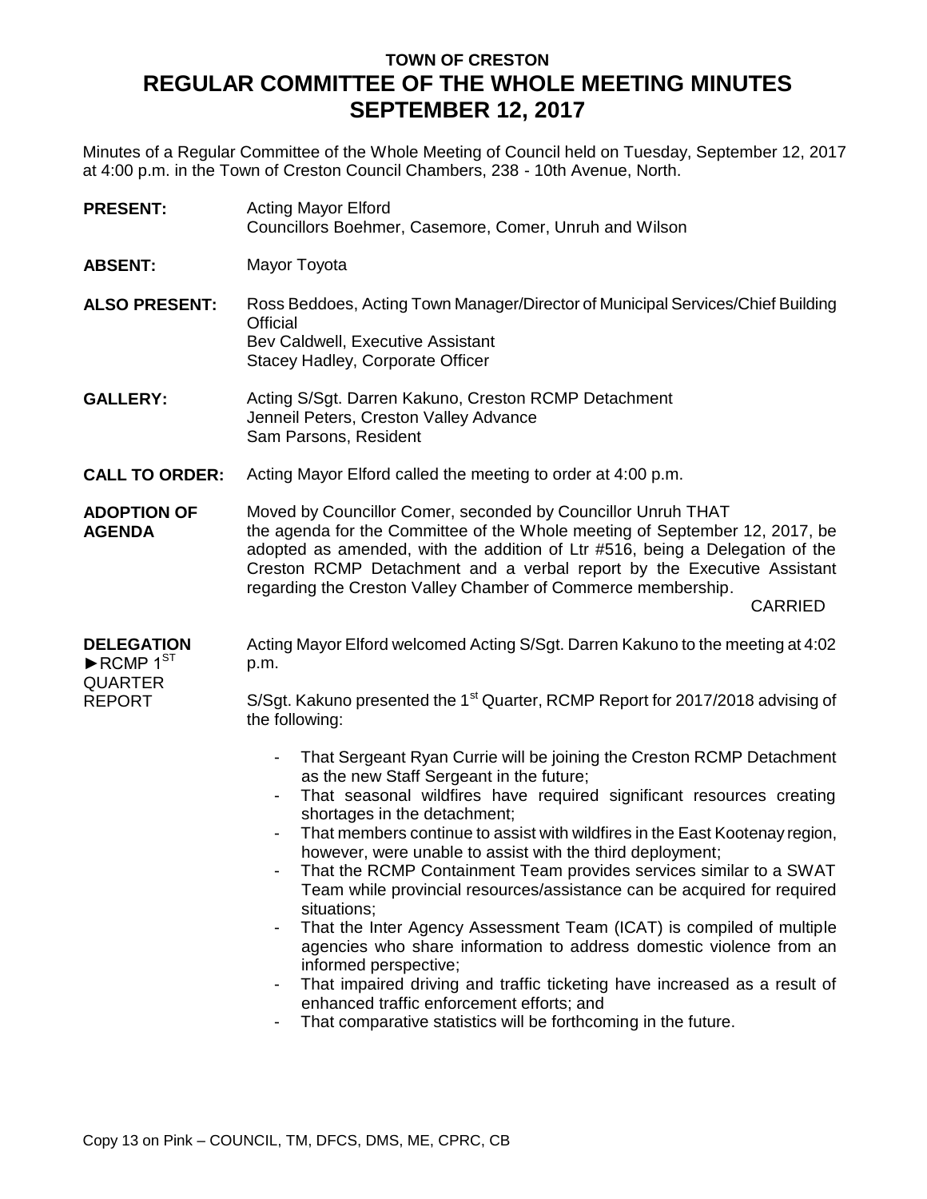# TOWN OF CRESTON

# REGULAR COMMITTEE OF THE WHOLE MEETING MINUTES SEPTEMBER 12, 2017

Minutes of a Regular Committee of the Whole Meeting of Council held on Tuesday, September 12, 2017 at 4:00 p.m. in the Town of Creston Council Chambers, 238 - 10th Avenue, North.

**PRESENT:** Acting Mayor Elford
Councillors Boehmer, Casemore, Comer, Unruh and Wilson

**ABSENT:** Mayor Toyota

**ALSO PRESENT:** Ross Beddoes, Acting Town Manager/Director of Municipal Services/Chief Building Official
Bev Caldwell, Executive Assistant
Stacey Hadley, Corporate Officer

**GALLERY:** Acting S/Sgt. Darren Kakuno, Creston RCMP Detachment
Jenneil Peters, Creston Valley Advance
Sam Parsons, Resident

**CALL TO ORDER:** Acting Mayor Elford called the meeting to order at 4:00 p.m.

**ADOPTION OF AGENDA**

Moved by Councillor Comer, seconded by Councillor Unruh THAT the agenda for the Committee of the Whole meeting of September 12, 2017, be adopted as amended, with the addition of Ltr #516, being a Delegation of the Creston RCMP Detachment and a verbal report by the Executive Assistant regarding the Creston Valley Chamber of Commerce membership.

CARRIED

**DELEGATION**
**►RCMP 1ST QUARTER REPORT**

Acting Mayor Elford welcomed Acting S/Sgt. Darren Kakuno to the meeting at 4:02 p.m.

S/Sgt. Kakuno presented the 1st Quarter, RCMP Report for 2017/2018 advising of the following:

- That Sergeant Ryan Currie will be joining the Creston RCMP Detachment as the new Staff Sergeant in the future;
- That seasonal wildfires have required significant resources creating shortages in the detachment;
- That members continue to assist with wildfires in the East Kootenay region, however, were unable to assist with the third deployment;
- That the RCMP Containment Team provides services similar to a SWAT Team while provincial resources/assistance can be acquired for required situations;
- That the Inter Agency Assessment Team (ICAT) is compiled of multiple agencies who share information to address domestic violence from an informed perspective;
- That impaired driving and traffic ticketing have increased as a result of enhanced traffic enforcement efforts; and
- That comparative statistics will be forthcoming in the future.

Copy 13 on Pink – COUNCIL, TM, DFCS, DMS, ME, CPRC, CB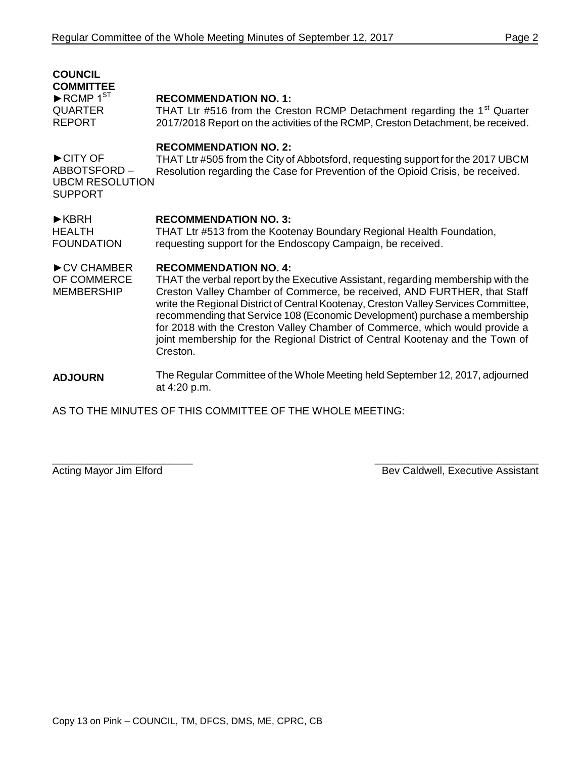**COUNCIL COMMITTEE**

►RCMP 1ST QUARTER REPORT

**RECOMMENDATION NO. 1:**
THAT Ltr #516 from the Creston RCMP Detachment regarding the 1st Quarter 2017/2018 Report on the activities of the RCMP, Creston Detachment, be received.

►CITY OF ABBOTSFORD – UBCM RESOLUTION SUPPORT

**RECOMMENDATION NO. 2:**
THAT Ltr #505 from the City of Abbotsford, requesting support for the 2017 UBCM Resolution regarding the Case for Prevention of the Opioid Crisis, be received.

►KBRH HEALTH FOUNDATION

**RECOMMENDATION NO. 3:**
THAT Ltr #513 from the Kootenay Boundary Regional Health Foundation, requesting support for the Endoscopy Campaign, be received.

►CV CHAMBER OF COMMERCE MEMBERSHIP

**RECOMMENDATION NO. 4:**
THAT the verbal report by the Executive Assistant, regarding membership with the Creston Valley Chamber of Commerce, be received, AND FURTHER, that Staff write the Regional District of Central Kootenay, Creston Valley Services Committee, recommending that Service 108 (Economic Development) purchase a membership for 2018 with the Creston Valley Chamber of Commerce, which would provide a joint membership for the Regional District of Central Kootenay and the Town of Creston.

**ADJOURN**

The Regular Committee of the Whole Meeting held September 12, 2017, adjourned at 4:20 p.m.

AS TO THE MINUTES OF THIS COMMITTEE OF THE WHOLE MEETING:

\_\_\_\_\_\_\_\_\_\_\_\_\_\_\_\_\_\_\_\_\_\_\_\_
Acting Mayor Jim Elford

\_\_\_\_\_\_\_\_\_\_\_\_\_\_\_\_\_\_\_\_\_\_\_\_
Bev Caldwell, Executive Assistant

Copy 13 on Pink – COUNCIL, TM, DFCS, DMS, ME, CPRC, CB